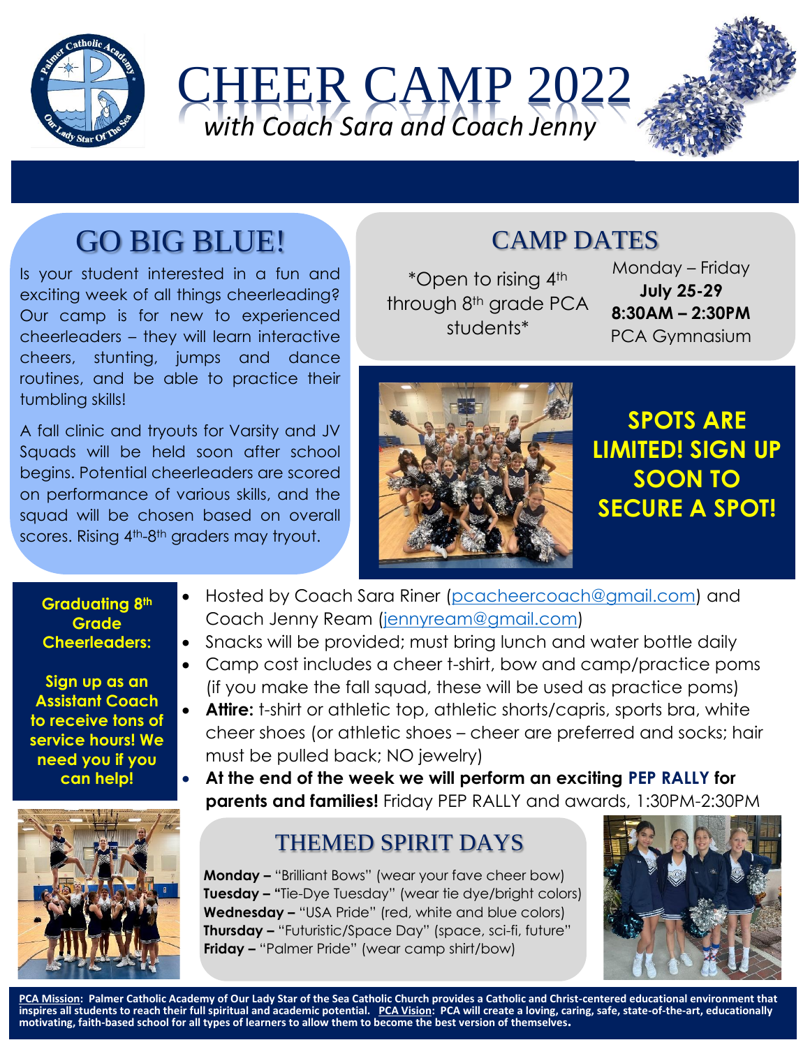# CHEER CAMP 2022

*with Coach Sara and Coach Jenny*

## GO BIG BLUE!

Is your student interested in a fun and exciting week of all things cheerleading? Our camp is for new to experienced cheerleaders – they will learn interactive cheers, stunting, jumps and dance routines, and be able to practice their tumbling skills!

A fall clinic and tryouts for Varsity and JV Squads will be held soon after school begins. Potential cheerleaders are scored on performance of various skills, and the squad will be chosen based on overall scores. Rising 4th-8th graders may tryout.

## CAMP DATES

*Open to rising 4th through 8th grade PCA students*

Monday – Friday
**July 25-29**
**8:30AM – 2:30PM**
PCA Gymnasium

**SPOTS ARE LIMITED! SIGN UP SOON TO SECURE A SPOT!**

**Graduating 8th Grade Cheerleaders:**

**Sign up as an Assistant Coach to receive tons of service hours! We need you if you can help!**

- Hosted by Coach Sara Riner (pcacheercoach@gmail.com) and Coach Jenny Ream (jennyream@gmail.com)
- Snacks will be provided; must bring lunch and water bottle daily
- Camp cost includes a cheer t-shirt, bow and camp/practice poms (if you make the fall squad, these will be used as practice poms)
- **Attire:** t-shirt or athletic top, athletic shorts/capris, sports bra, white cheer shoes (or athletic shoes – cheer are preferred and socks; hair must be pulled back; NO jewelry)
- **At the end of the week we will perform an exciting PEP RALLY for parents and families!** Friday PEP RALLY and awards, 1:30PM-2:30PM

## THEMED SPIRIT DAYS

**Monday –** "Brilliant Bows" (wear your fave cheer bow)
**Tuesday – "**Tie-Dye Tuesday" (wear tie dye/bright colors)
**Wednesday –** "USA Pride" (red, white and blue colors)
**Thursday –** "Futuristic/Space Day" (space, sci-fi, future"
**Friday –** "Palmer Pride" (wear camp shirt/bow)

**PCA Mission: Palmer Catholic Academy of Our Lady Star of the Sea Catholic Church provides a Catholic and Christ-centered educational environment that inspires all students to reach their full spiritual and academic potential. PCA Vision: PCA will create a loving, caring, safe, state-of-the-art, educationally motivating, faith-based school for all types of learners to allow them to become the best version of themselves.**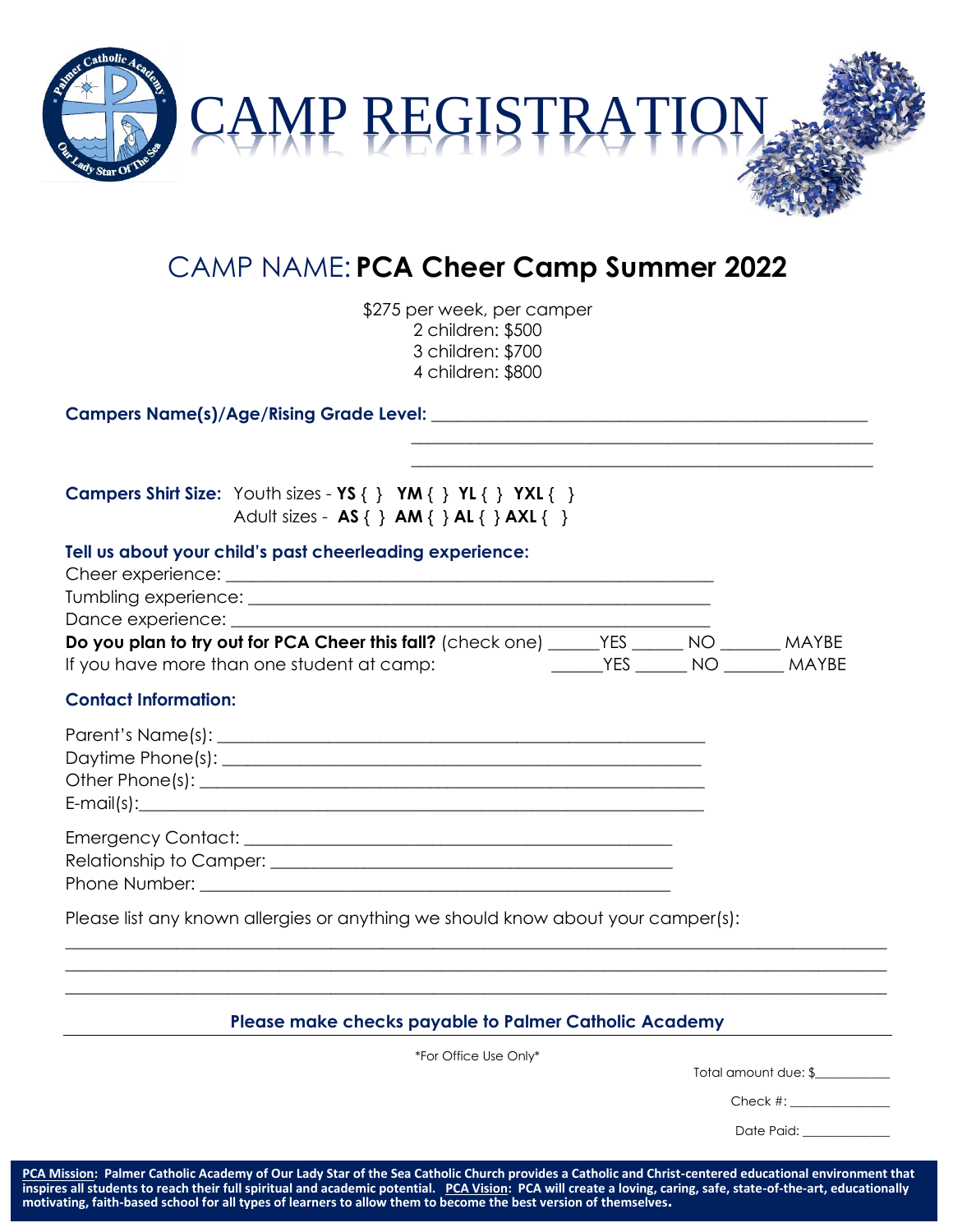# CAMP REGISTRATION

## CAMP NAME: **PCA Cheer Camp Summer 2022**

$275 per week, per camper
2 children: $500
3 children: $700
4 children: $800

**Campers Name(s)/Age/Rising Grade Level:** ________________________________________________
________________________________________________
________________________________________________

**Campers Shirt Size:** Youth sizes - **YS** { } **YM** { } **YL** { } **YXL** { }
Adult sizes - **AS** { } **AM** { } **AL** { } **AXL** { }

### Tell us about your child's past cheerleading experience:

Cheer experience: ________________________________________________
Tumbling experience: ________________________________________________
Dance experience: ________________________________________________
**Do you plan to try out for PCA Cheer this fall?** (check one) ______YES ______ NO _______ MAYBE
If you have more than one student at camp: ______YES ______ NO _______ MAYBE

### Contact Information:

Parent's Name(s): ________________________________________________
Daytime Phone(s): ________________________________________________
Other Phone(s): ________________________________________________
E-mail(s):________________________________________________

Emergency Contact: ________________________________________________
Relationship to Camper: ________________________________________________
Phone Number: ________________________________________________

Please list any known allergies or anything we should know about your camper(s):
________________________________________________________________________________
________________________________________________________________________________
________________________________________________________________________________

**Please make checks payable to Palmer Catholic Academy**

*For Office Use Only*

Total amount due: $___________
Check #: ______________
Date Paid: _____________

**PCA Mission: Palmer Catholic Academy of Our Lady Star of the Sea Catholic Church provides a Catholic and Christ-centered educational environment that inspires all students to reach their full spiritual and academic potential. PCA Vision: PCA will create a loving, caring, safe, state-of-the-art, educationally motivating, faith-based school for all types of learners to allow them to become the best version of themselves.**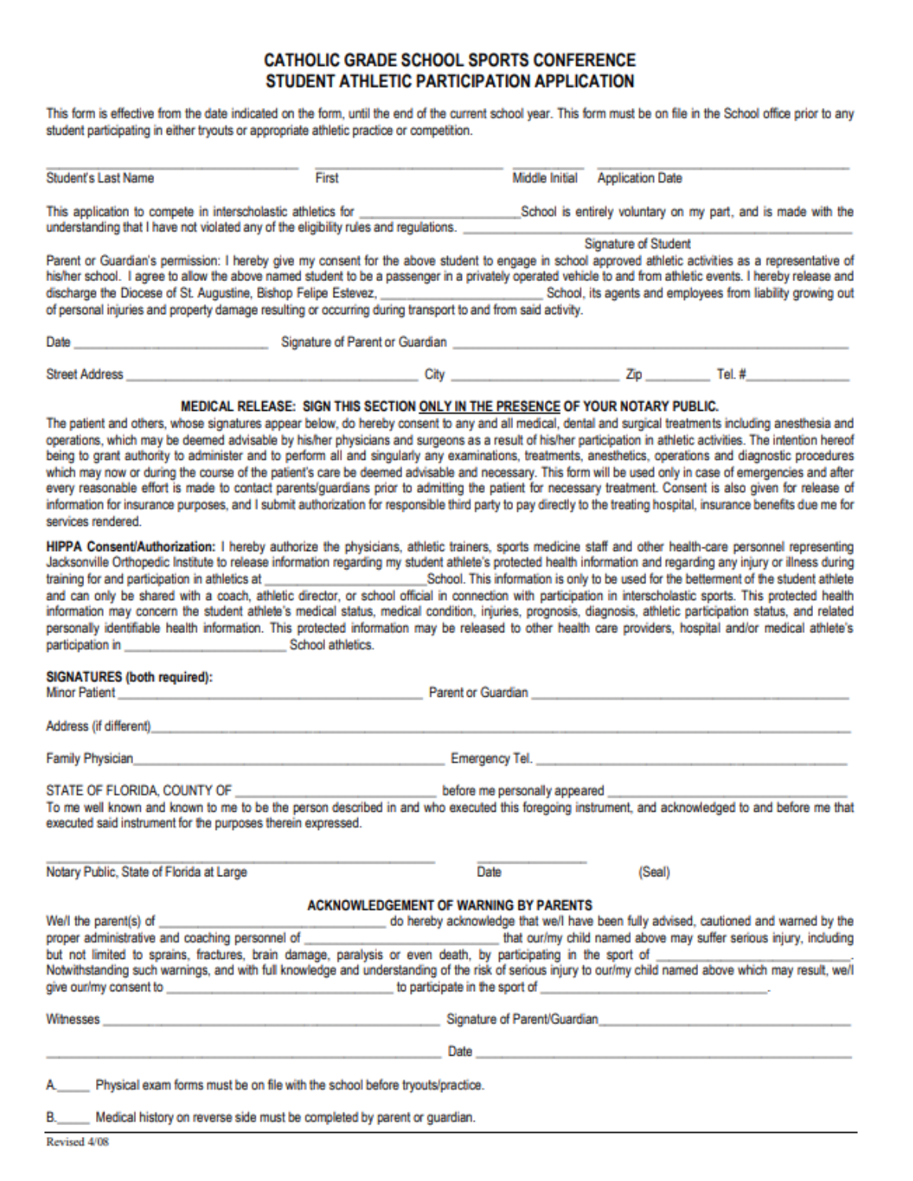# CATHOLIC GRADE SCHOOL SPORTS CONFERENCE
## STUDENT ATHLETIC PARTICIPATION APPLICATION

This form is effective from the date indicated on the form, until the end of the current school year. This form must be on file in the School office prior to any student participating in either tryouts or appropriate athletic practice or competition.

_______________________ _______________________ __________ _______________________
Student's Last Name First Middle Initial Application Date

This application to compete in interscholastic athletics for ____________________School is entirely voluntary on my part, and is made with the understanding that I have not violated any of the eligibility rules and regulations. ____________________________________

Signature of Student

Parent or Guardian's permission: I hereby give my consent for the above student to engage in school approved athletic activities as a representative of his/her school. I agree to allow the above named student to be a passenger in a privately operated vehicle to and from athletic events. I hereby release and discharge the Diocese of St. Augustine, Bishop Felipe Estevez, ____________________ School, its agents and employees from liability growing out of personal injuries and property damage resulting or occurring during transport to and from said activity.

Date ______________________ Signature of Parent or Guardian ____________________________________

Street Address ______________________________ City ____________________ Zip ________ Tel. #______________

### MEDICAL RELEASE: SIGN THIS SECTION ONLY IN THE PRESENCE OF YOUR NOTARY PUBLIC.

The patient and others, whose signatures appear below, do hereby consent to any and all medical, dental and surgical treatments including anesthesia and operations, which may be deemed advisable by his/her physicians and surgeons as a result of his/her participation in athletic activities. The intention hereof being to grant authority to administer and to perform all and singularly any examinations, treatments, anesthetics, operations and diagnostic procedures which may now or during the course of the patient's care be deemed advisable and necessary. This form will be used only in case of emergencies and after every reasonable effort is made to contact parents/guardians prior to admitting the patient for necessary treatment. Consent is also given for release of information for insurance purposes, and I submit authorization for responsible third party to pay directly to the treating hospital, insurance benefits due me for services rendered.

**HIPPA Consent/Authorization:** I hereby authorize the physicians, athletic trainers, sports medicine staff and other health-care personnel representing Jacksonville Orthopedic Institute to release information regarding my student athlete's protected health information and regarding any injury or illness during training for and participation in athletics at ____________________School. This information is only to be used for the betterment of the student athlete and can only be shared with a coach, athletic director, or school official in connection with participation in interscholastic sports. This protected health information may concern the student athlete's medical status, medical condition, injuries, prognosis, diagnosis, athletic participation status, and related personally identifiable health information. This protected information may be released to other health care providers, hospital and/or medical athlete's participation in ____________________ School athletics.

**SIGNATURES (both required):**

Minor Patient ______________________________ Parent or Guardian ______________________________

Address (if different)____________________________________________________________

Family Physician______________________________ Emergency Tel. ______________________________

STATE OF FLORIDA, COUNTY OF ____________________ before me personally appeared ____________________

To me well known and known to me to be the person described in and who executed this foregoing instrument, and acknowledged to and before me that executed said instrument for the purposes therein expressed.

______________________________ ______________

Notary Public, State of Florida at Large Date (Seal)

### ACKNOWLEDGEMENT OF WARNING BY PARENTS

We/I the parent(s) of ____________________ do hereby acknowledge that we/I have been fully advised, cautioned and warned by the proper administrative and coaching personnel of ____________________ that our/my child named above may suffer serious injury, including but not limited to sprains, fractures, brain damage, paralysis or even death, by participating in the sport of ____________________. Notwithstanding such warnings, and with full knowledge and understanding of the risk of serious injury to our/my child named above which may result, we/I give our/my consent to ____________________ to participate in the sport of ____________________.

Witnesses ______________________________ Signature of Parent/Guardian______________________________

______________________________ Date ______________________________

A.\_\_\_\_\_ Physical exam forms must be on file with the school before tryouts/practice.

B.\_\_\_\_\_ Medical history on reverse side must be completed by parent or guardian.

Revised 4/08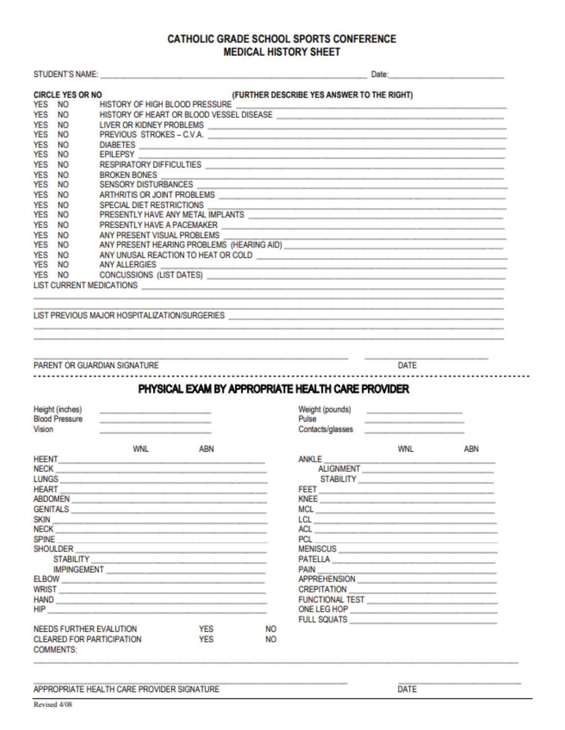# CATHOLIC GRADE SCHOOL SPORTS CONFERENCE
## MEDICAL HISTORY SHEET

STUDENT'S NAME: ______________________________ Date: ______________

**CIRCLE YES OR NO** **(FURTHER DESCRIBE YES ANSWER TO THE RIGHT)**

YES NO HISTORY OF HIGH BLOOD PRESSURE ______________________________

YES NO HISTORY OF HEART OR BLOOD VESSEL DISEASE ______________________________

YES NO LIVER OR KIDNEY PROBLEMS ______________________________

YES NO PREVIOUS STROKES – C.V.A. ______________________________

YES NO DIABETES ______________________________

YES NO EPILEPSY ______________________________

YES NO RESPIRATORY DIFFICULTIES ______________________________

YES NO BROKEN BONES ______________________________

YES NO SENSORY DISTURBANCES ______________________________

YES NO ARTHRITIS OR JOINT PROBLEMS ______________________________

YES NO SPECIAL DIET RESTRICTIONS ______________________________

YES NO PRESENTLY HAVE ANY METAL IMPLANTS ______________________________

YES NO PRESENTLY HAVE A PACEMAKER ______________________________

YES NO ANY PRESENT VISUAL PROBLEMS ______________________________

YES NO ANY PRESENT HEARING PROBLEMS (HEARING AID) ______________________________

YES NO ANY UNUSAL REACTION TO HEAT OR COLD ______________________________

YES NO ANY ALLERGIES ______________________________

YES NO CONCUSSIONS (LIST DATES) ______________________________

LIST CURRENT MEDICATIONS ______________________________

______________________________

______________________________

LIST PREVIOUS MAJOR HOSPITALIZATION/SURGERIES ______________________________

______________________________

______________________________

______________________________ ______________

PARENT OR GUARDIAN SIGNATURE DATE

---

## PHYSICAL EXAM BY APPROPRIATE HEALTH CARE PROVIDER

Height (inches) ______________ Weight (pounds) ______________

Blood Pressure ______________ Pulse ______________

Vision ______________ Contacts/glasses ______________

| | WNL | ABN | | WNL | ABN |
|---|---|---|---|---|---|
| HEENT | | | ANKLE | | |
| NECK | | | ALIGNMENT | | |
| LUNGS | | | STABILITY | | |
| HEART | | | FEET | | |
| ABDOMEN | | | KNEE | | |
| GENITALS | | | MCL | | |
| SKIN | | | LCL | | |
| NECK | | | ACL | | |
| SPINE | | | PCL | | |
| SHOULDER | | | MENISCUS | | |
| STABILITY | | | PATELLA | | |
| IMPINGEMENT | | | PAIN | | |
| ELBOW | | | APPREHENSION | | |
| WRIST | | | CREPITATION | | |
| HAND | | | FUNCTIONAL TEST | | |
| HIP | | | ONE LEG HOP | | |
| | | | FULL SQUATS | | |

NEEDS FURTHER EVALUTION YES NO

CLEARED FOR PARTICIPATION YES NO

COMMENTS:

______________________________

______________________________ ______________

APPROPRIATE HEALTH CARE PROVIDER SIGNATURE DATE

Revised 4/08